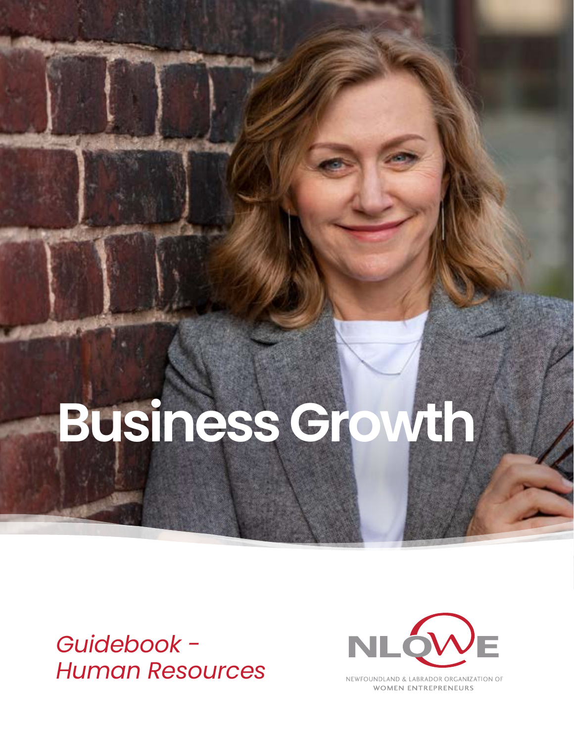# Business Growth

*Guidebook - Human Resources*

NLOWE

NEWFOUNDLAND & LABRADOR ORGANIZATION OF WOMEN ENTREPRENEURS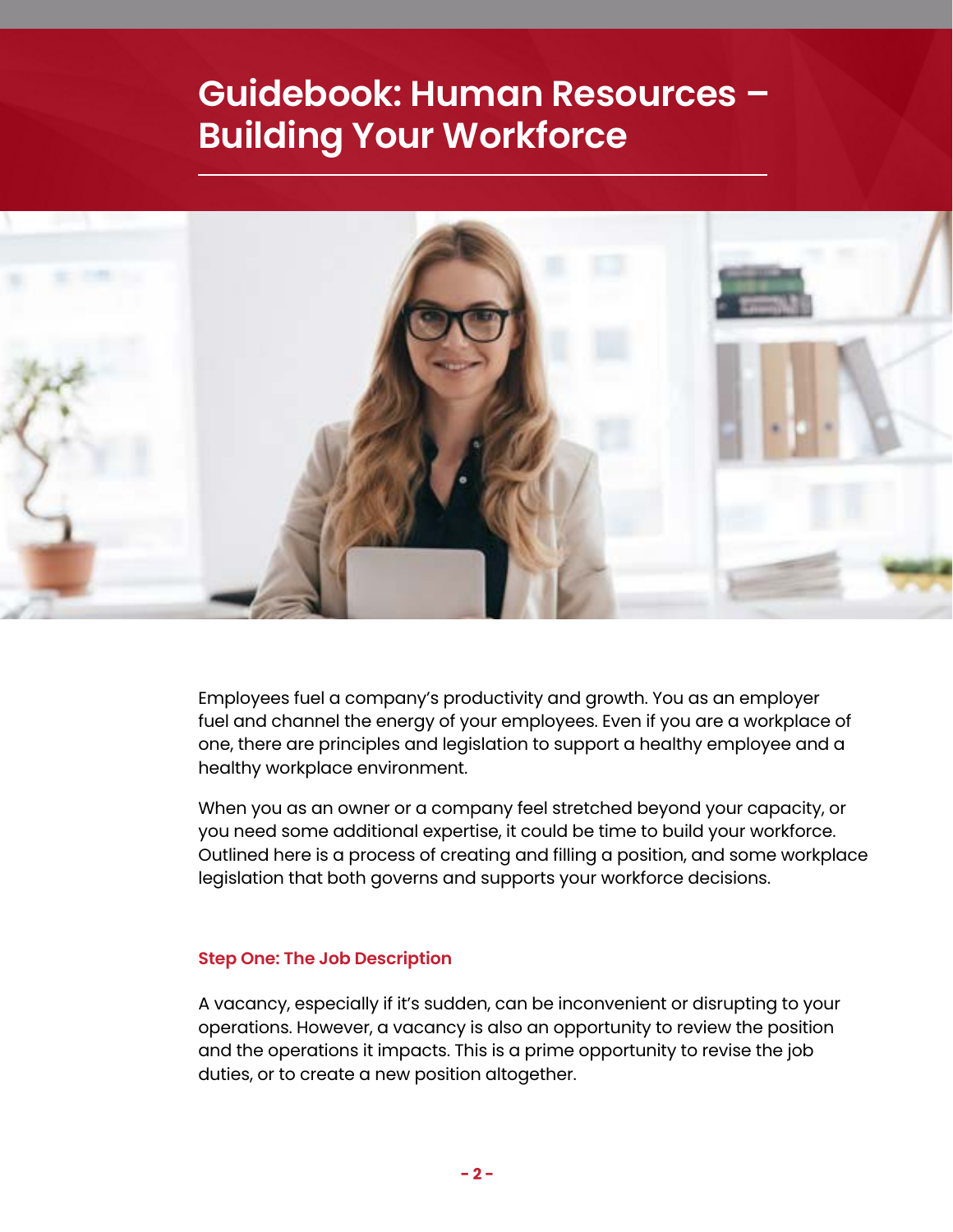# Guidebook: Human Resources – Building Your Workforce

Employees fuel a company's productivity and growth. You as an employer fuel and channel the energy of your employees. Even if you are a workplace of one, there are principles and legislation to support a healthy employee and a healthy workplace environment.

When you as an owner or a company feel stretched beyond your capacity, or you need some additional expertise, it could be time to build your workforce. Outlined here is a process of creating and filling a position, and some workplace legislation that both governs and supports your workforce decisions.

## Step One: The Job Description

A vacancy, especially if it's sudden, can be inconvenient or disrupting to your operations. However, a vacancy is also an opportunity to review the position and the operations it impacts. This is a prime opportunity to revise the job duties, or to create a new position altogether.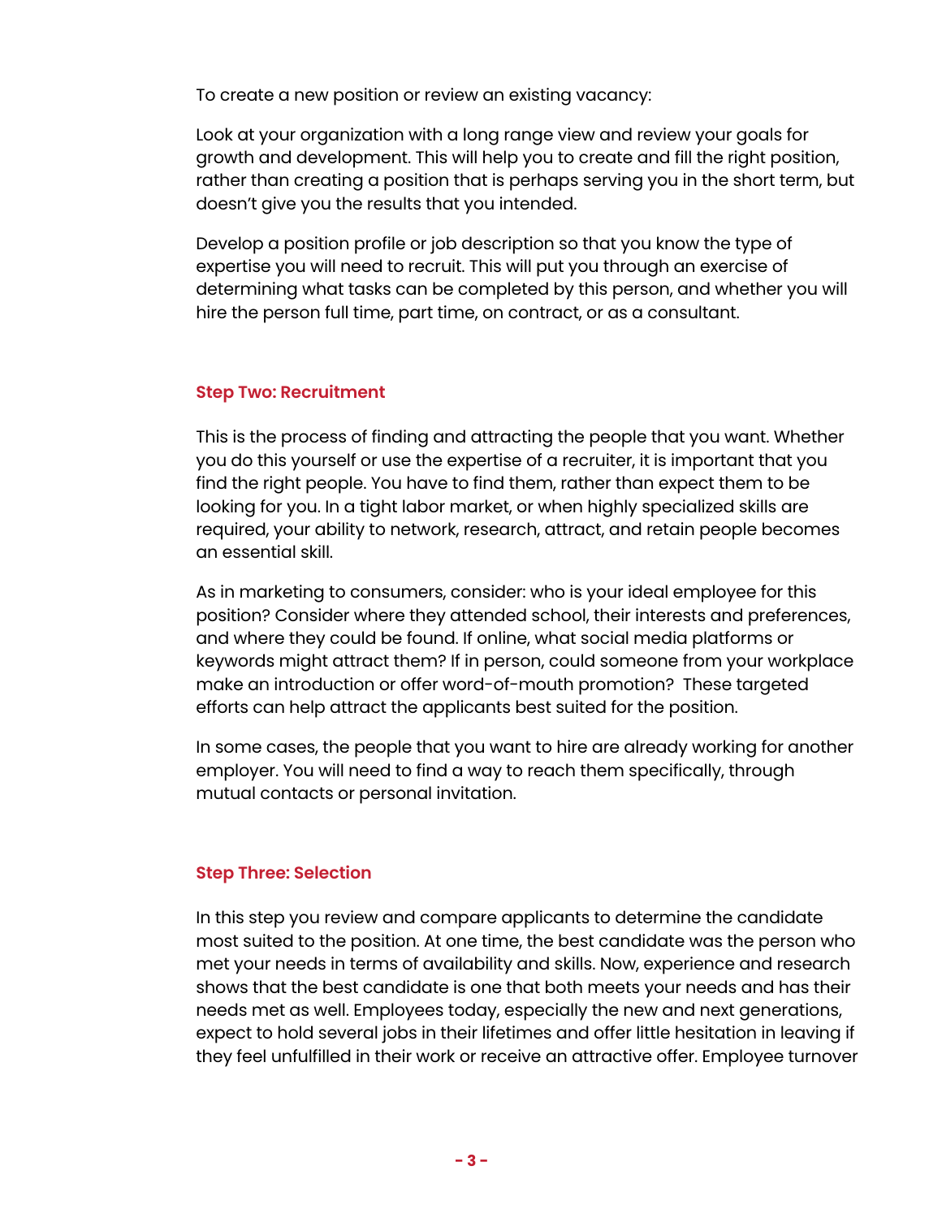To create a new position or review an existing vacancy:

Look at your organization with a long range view and review your goals for growth and development. This will help you to create and fill the right position, rather than creating a position that is perhaps serving you in the short term, but doesn't give you the results that you intended.

Develop a position profile or job description so that you know the type of expertise you will need to recruit. This will put you through an exercise of determining what tasks can be completed by this person, and whether you will hire the person full time, part time, on contract, or as a consultant.

### Step Two: Recruitment

This is the process of finding and attracting the people that you want. Whether you do this yourself or use the expertise of a recruiter, it is important that you find the right people. You have to find them, rather than expect them to be looking for you. In a tight labor market, or when highly specialized skills are required, your ability to network, research, attract, and retain people becomes an essential skill.

As in marketing to consumers, consider: who is your ideal employee for this position? Consider where they attended school, their interests and preferences, and where they could be found. If online, what social media platforms or keywords might attract them? If in person, could someone from your workplace make an introduction or offer word-of-mouth promotion?  These targeted efforts can help attract the applicants best suited for the position.

In some cases, the people that you want to hire are already working for another employer. You will need to find a way to reach them specifically, through mutual contacts or personal invitation.

### Step Three: Selection

In this step you review and compare applicants to determine the candidate most suited to the position. At one time, the best candidate was the person who met your needs in terms of availability and skills. Now, experience and research shows that the best candidate is one that both meets your needs and has their needs met as well. Employees today, especially the new and next generations, expect to hold several jobs in their lifetimes and offer little hesitation in leaving if they feel unfulfilled in their work or receive an attractive offer. Employee turnover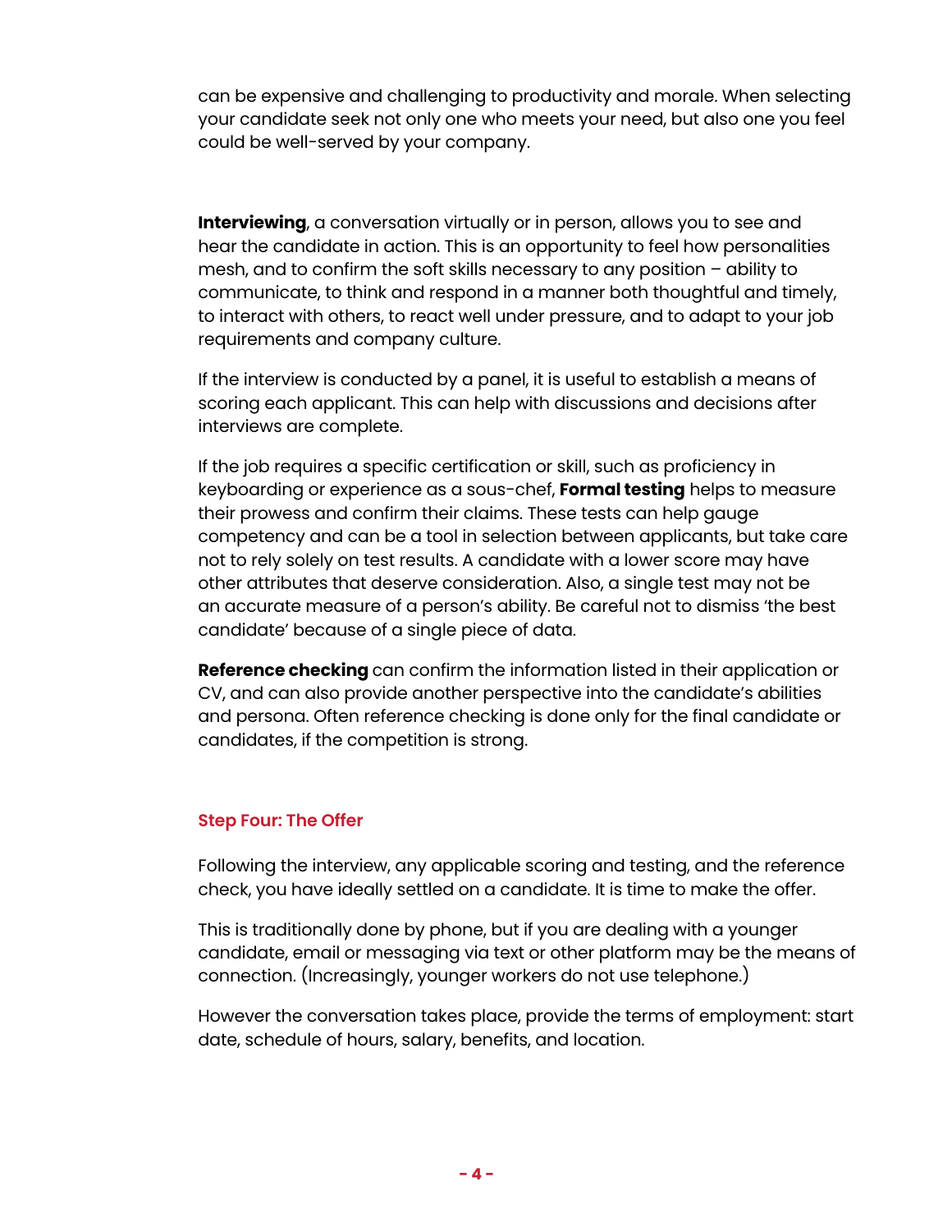can be expensive and challenging to productivity and morale. When selecting your candidate seek not only one who meets your need, but also one you feel could be well-served by your company.

**Interviewing**, a conversation virtually or in person, allows you to see and hear the candidate in action. This is an opportunity to feel how personalities mesh, and to confirm the soft skills necessary to any position – ability to communicate, to think and respond in a manner both thoughtful and timely, to interact with others, to react well under pressure, and to adapt to your job requirements and company culture.

If the interview is conducted by a panel, it is useful to establish a means of scoring each applicant. This can help with discussions and decisions after interviews are complete.

If the job requires a specific certification or skill, such as proficiency in keyboarding or experience as a sous-chef, **Formal testing** helps to measure their prowess and confirm their claims. These tests can help gauge competency and can be a tool in selection between applicants, but take care not to rely solely on test results. A candidate with a lower score may have other attributes that deserve consideration. Also, a single test may not be an accurate measure of a person's ability. Be careful not to dismiss 'the best candidate' because of a single piece of data.

**Reference checking** can confirm the information listed in their application or CV, and can also provide another perspective into the candidate's abilities and persona. Often reference checking is done only for the final candidate or candidates, if the competition is strong.

### Step Four: The Offer

Following the interview, any applicable scoring and testing, and the reference check, you have ideally settled on a candidate. It is time to make the offer.

This is traditionally done by phone, but if you are dealing with a younger candidate, email or messaging via text or other platform may be the means of connection. (Increasingly, younger workers do not use telephone.)

However the conversation takes place, provide the terms of employment: start date, schedule of hours, salary, benefits, and location.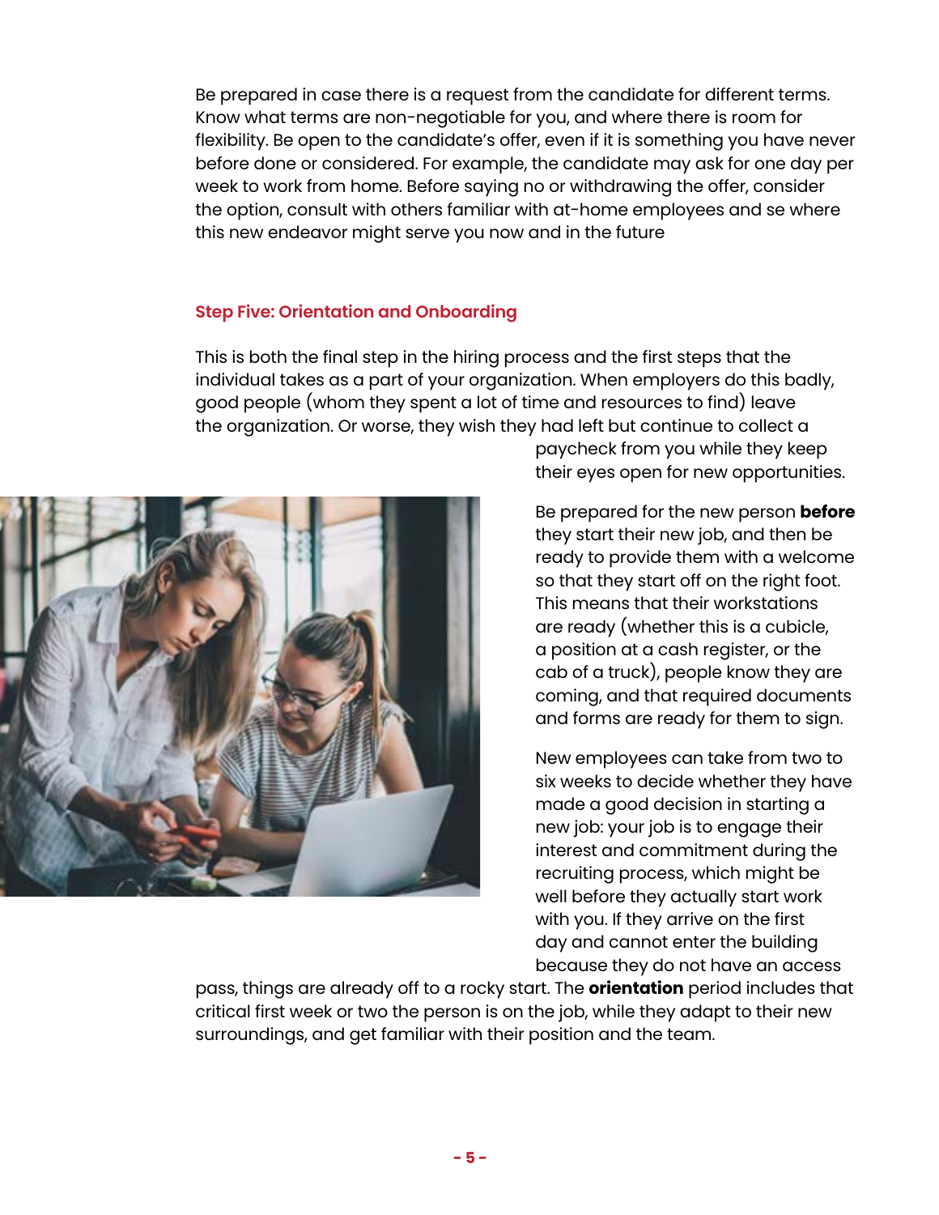Be prepared in case there is a request from the candidate for different terms. Know what terms are non-negotiable for you, and where there is room for flexibility. Be open to the candidate's offer, even if it is something you have never before done or considered. For example, the candidate may ask for one day per week to work from home. Before saying no or withdrawing the offer, consider the option, consult with others familiar with at-home employees and se where this new endeavor might serve you now and in the future

## Step Five: Orientation and Onboarding

This is both the final step in the hiring process and the first steps that the individual takes as a part of your organization. When employers do this badly, good people (whom they spent a lot of time and resources to find) leave the organization. Or worse, they wish they had left but continue to collect a paycheck from you while they keep their eyes open for new opportunities.

Be prepared for the new person **before** they start their new job, and then be ready to provide them with a welcome so that they start off on the right foot. This means that their workstations are ready (whether this is a cubicle, a position at a cash register, or the cab of a truck), people know they are coming, and that required documents and forms are ready for them to sign.

New employees can take from two to six weeks to decide whether they have made a good decision in starting a new job: your job is to engage their interest and commitment during the recruiting process, which might be well before they actually start work with you. If they arrive on the first day and cannot enter the building because they do not have an access pass, things are already off to a rocky start. The **orientation** period includes that critical first week or two the person is on the job, while they adapt to their new surroundings, and get familiar with their position and the team.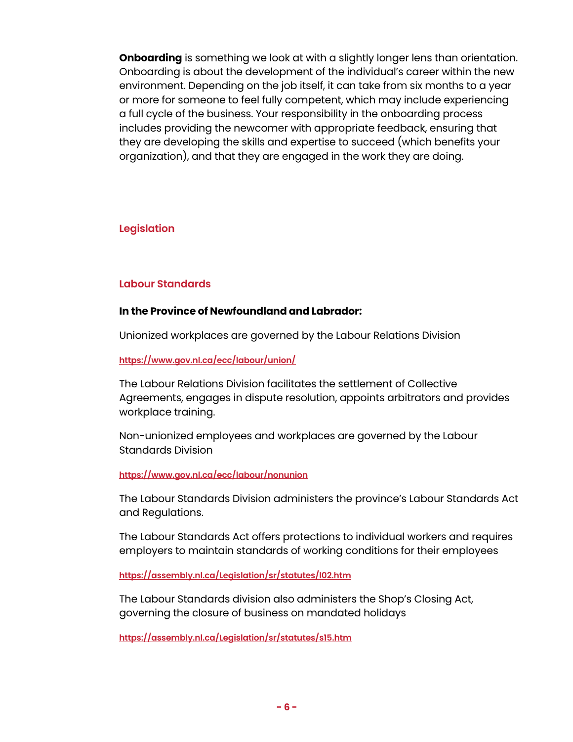**Onboarding** is something we look at with a slightly longer lens than orientation. Onboarding is about the development of the individual's career within the new environment. Depending on the job itself, it can take from six months to a year or more for someone to feel fully competent, which may include experiencing a full cycle of the business. Your responsibility in the onboarding process includes providing the newcomer with appropriate feedback, ensuring that they are developing the skills and expertise to succeed (which benefits your organization), and that they are engaged in the work they are doing.

## Legislation

### Labour Standards

**In the Province of Newfoundland and Labrador:**

Unionized workplaces are governed by the Labour Relations Division

https://www.gov.nl.ca/ecc/labour/union/

The Labour Relations Division facilitates the settlement of Collective Agreements, engages in dispute resolution, appoints arbitrators and provides workplace training.

Non-unionized employees and workplaces are governed by the Labour Standards Division

https://www.gov.nl.ca/ecc/labour/nonunion

The Labour Standards Division administers the province's Labour Standards Act and Regulations.

The Labour Standards Act offers protections to individual workers and requires employers to maintain standards of working conditions for their employees

https://assembly.nl.ca/Legislation/sr/statutes/l02.htm

The Labour Standards division also administers the Shop's Closing Act, governing the closure of business on mandated holidays

https://assembly.nl.ca/Legislation/sr/statutes/s15.htm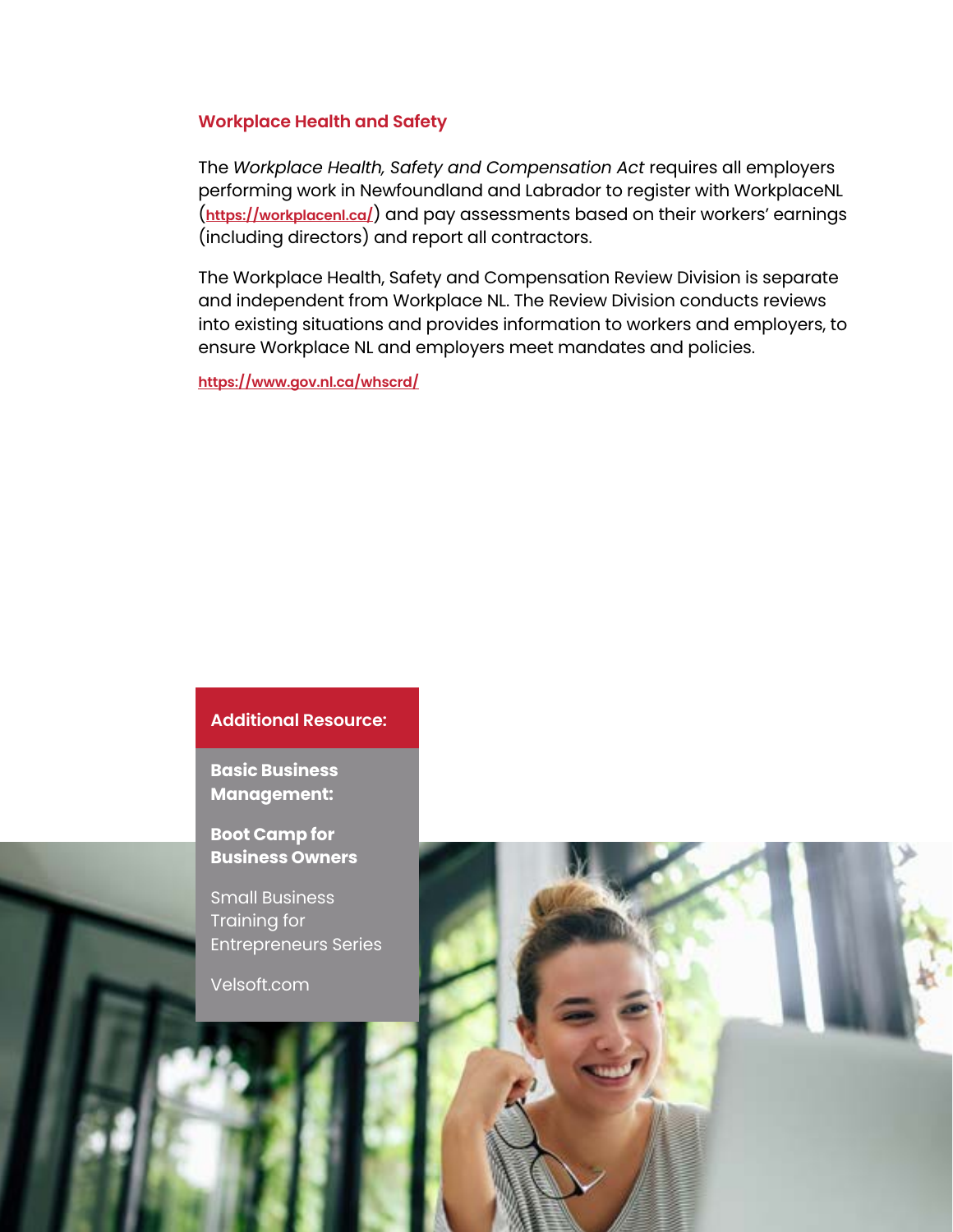### Workplace Health and Safety

The *Workplace Health, Safety and Compensation Act* requires all employers performing work in Newfoundland and Labrador to register with WorkplaceNL (https://workplacenl.ca/) and pay assessments based on their workers' earnings (including directors) and report all contractors.

The Workplace Health, Safety and Compensation Review Division is separate and independent from Workplace NL. The Review Division conducts reviews into existing situations and provides information to workers and employers, to ensure Workplace NL and employers meet mandates and policies.

https://www.gov.nl.ca/whscrd/

**Additional Resource:**

**Basic Business Management:**

**Boot Camp for Business Owners**

Small Business Training for Entrepreneurs Series

Velsoft.com